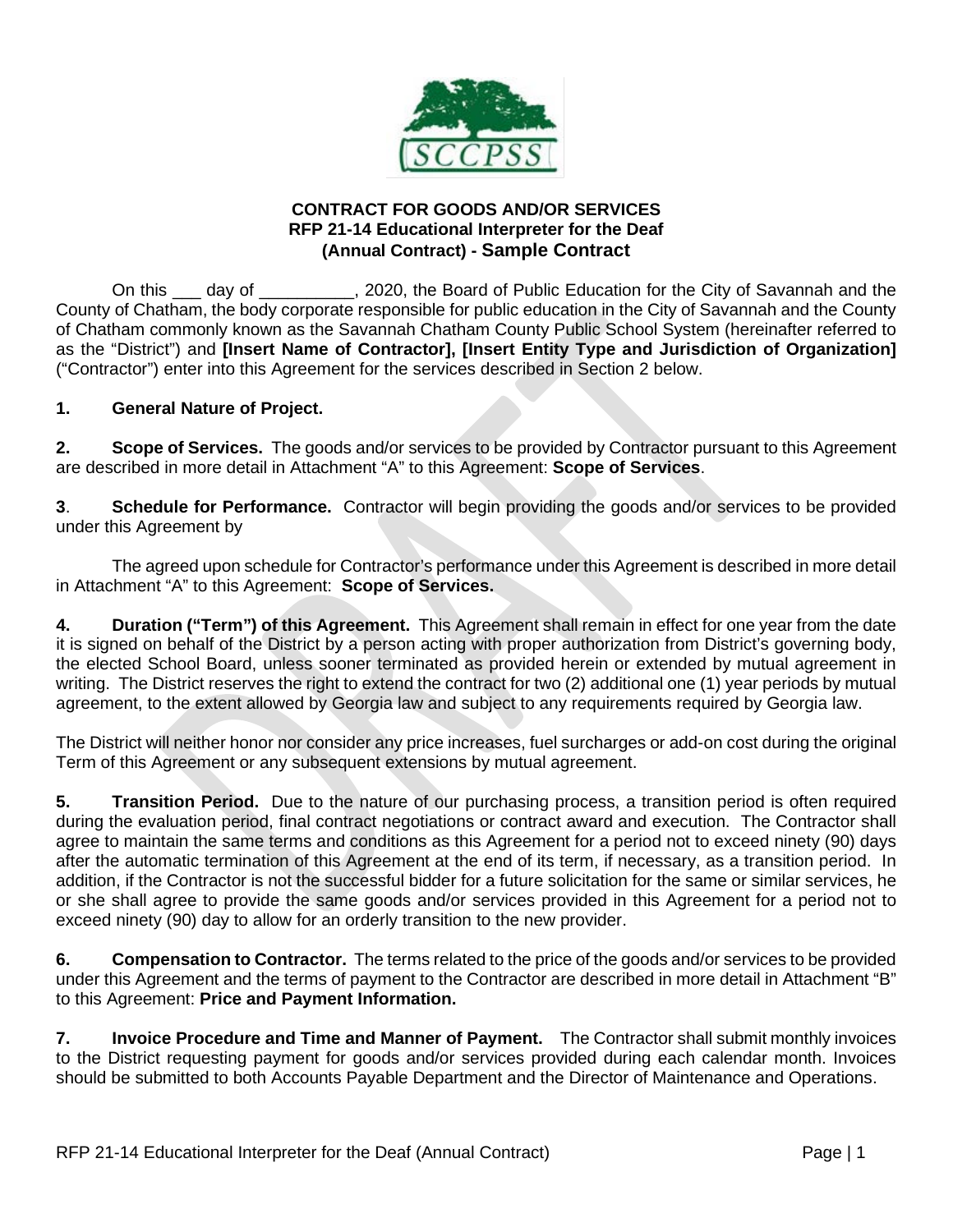**CONTRACT FOR GOODS AND/OR SERVICES**
**RFP 21-14 Educational Interpreter for the Deaf**
**(Annual Contract) - Sample Contract**

On this ___ day of __________, 2020, the Board of Public Education for the City of Savannah and the County of Chatham, the body corporate responsible for public education in the City of Savannah and the County of Chatham commonly known as the Savannah Chatham County Public School System (hereinafter referred to as the "District") and **[Insert Name of Contractor], [Insert Entity Type and Jurisdiction of Organization]** ("Contractor") enter into this Agreement for the services described in Section 2 below.

**1. General Nature of Project.**

**2. Scope of Services.** The goods and/or services to be provided by Contractor pursuant to this Agreement are described in more detail in Attachment "A" to this Agreement: **Scope of Services**.

**3. Schedule for Performance.** Contractor will begin providing the goods and/or services to be provided under this Agreement by

The agreed upon schedule for Contractor's performance under this Agreement is described in more detail in Attachment "A" to this Agreement: **Scope of Services.**

**4. Duration ("Term") of this Agreement.** This Agreement shall remain in effect for one year from the date it is signed on behalf of the District by a person acting with proper authorization from District's governing body, the elected School Board, unless sooner terminated as provided herein or extended by mutual agreement in writing. The District reserves the right to extend the contract for two (2) additional one (1) year periods by mutual agreement, to the extent allowed by Georgia law and subject to any requirements required by Georgia law.

The District will neither honor nor consider any price increases, fuel surcharges or add-on cost during the original Term of this Agreement or any subsequent extensions by mutual agreement.

**5. Transition Period.** Due to the nature of our purchasing process, a transition period is often required during the evaluation period, final contract negotiations or contract award and execution. The Contractor shall agree to maintain the same terms and conditions as this Agreement for a period not to exceed ninety (90) days after the automatic termination of this Agreement at the end of its term, if necessary, as a transition period. In addition, if the Contractor is not the successful bidder for a future solicitation for the same or similar services, he or she shall agree to provide the same goods and/or services provided in this Agreement for a period not to exceed ninety (90) day to allow for an orderly transition to the new provider.

**6. Compensation to Contractor.** The terms related to the price of the goods and/or services to be provided under this Agreement and the terms of payment to the Contractor are described in more detail in Attachment "B" to this Agreement: **Price and Payment Information.**

**7. Invoice Procedure and Time and Manner of Payment.** The Contractor shall submit monthly invoices to the District requesting payment for goods and/or services provided during each calendar month. Invoices should be submitted to both Accounts Payable Department and the Director of Maintenance and Operations.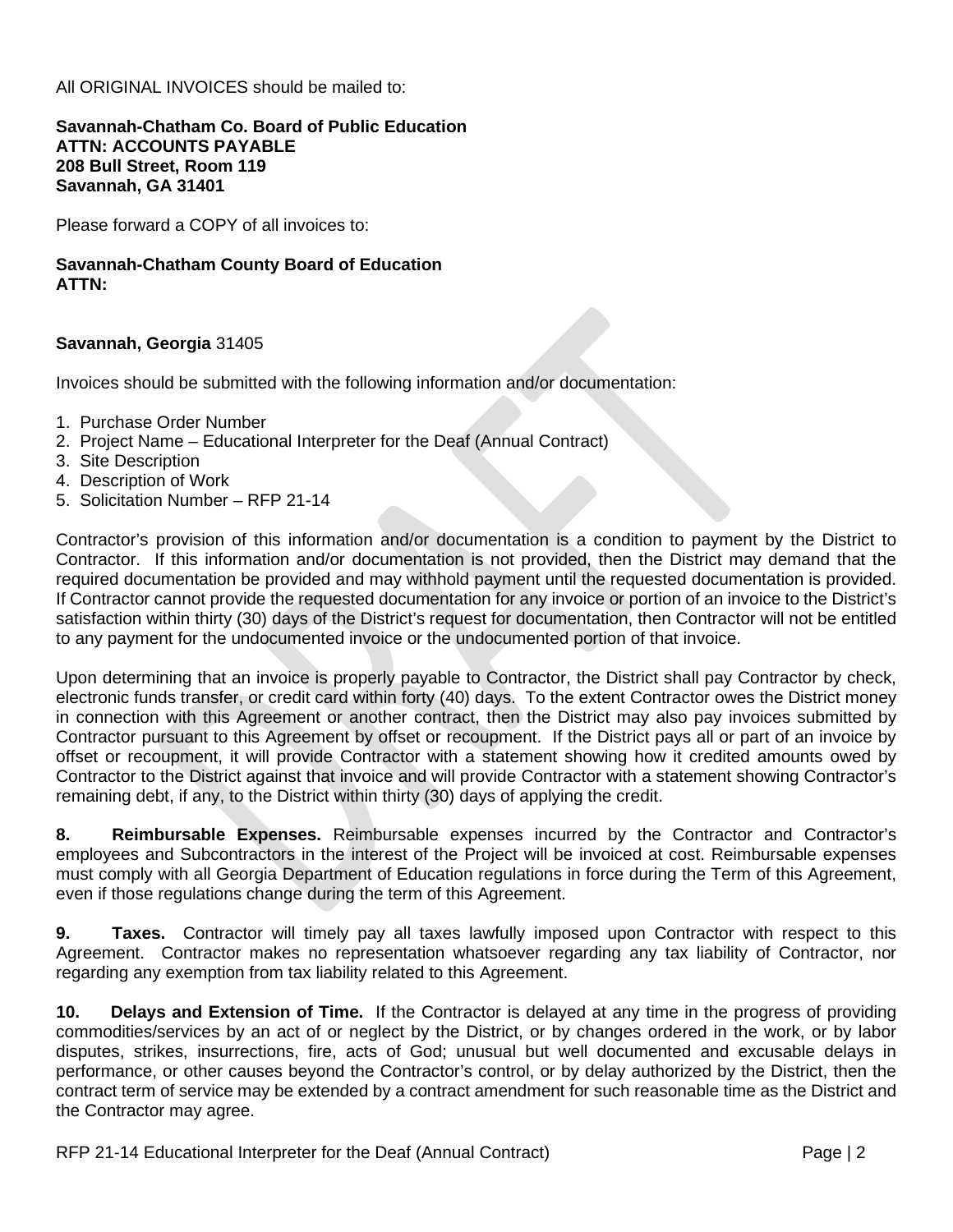All ORIGINAL INVOICES should be mailed to:

**Savannah-Chatham Co. Board of Public Education**
**ATTN: ACCOUNTS PAYABLE**
**208 Bull Street, Room 119**
**Savannah, GA 31401**

Please forward a COPY of all invoices to:

**Savannah-Chatham County Board of Education**
**ATTN:**

**Savannah, Georgia** 31405

Invoices should be submitted with the following information and/or documentation:

1. Purchase Order Number
2. Project Name – Educational Interpreter for the Deaf (Annual Contract)
3. Site Description
4. Description of Work
5. Solicitation Number – RFP 21-14

Contractor's provision of this information and/or documentation is a condition to payment by the District to Contractor. If this information and/or documentation is not provided, then the District may demand that the required documentation be provided and may withhold payment until the requested documentation is provided. If Contractor cannot provide the requested documentation for any invoice or portion of an invoice to the District's satisfaction within thirty (30) days of the District's request for documentation, then Contractor will not be entitled to any payment for the undocumented invoice or the undocumented portion of that invoice.

Upon determining that an invoice is properly payable to Contractor, the District shall pay Contractor by check, electronic funds transfer, or credit card within forty (40) days. To the extent Contractor owes the District money in connection with this Agreement or another contract, then the District may also pay invoices submitted by Contractor pursuant to this Agreement by offset or recoupment. If the District pays all or part of an invoice by offset or recoupment, it will provide Contractor with a statement showing how it credited amounts owed by Contractor to the District against that invoice and will provide Contractor with a statement showing Contractor's remaining debt, if any, to the District within thirty (30) days of applying the credit.

**8. Reimbursable Expenses.** Reimbursable expenses incurred by the Contractor and Contractor's employees and Subcontractors in the interest of the Project will be invoiced at cost. Reimbursable expenses must comply with all Georgia Department of Education regulations in force during the Term of this Agreement, even if those regulations change during the term of this Agreement.

**9. Taxes.** Contractor will timely pay all taxes lawfully imposed upon Contractor with respect to this Agreement. Contractor makes no representation whatsoever regarding any tax liability of Contractor, nor regarding any exemption from tax liability related to this Agreement.

**10. Delays and Extension of Time.** If the Contractor is delayed at any time in the progress of providing commodities/services by an act of or neglect by the District, or by changes ordered in the work, or by labor disputes, strikes, insurrections, fire, acts of God; unusual but well documented and excusable delays in performance, or other causes beyond the Contractor's control, or by delay authorized by the District, then the contract term of service may be extended by a contract amendment for such reasonable time as the District and the Contractor may agree.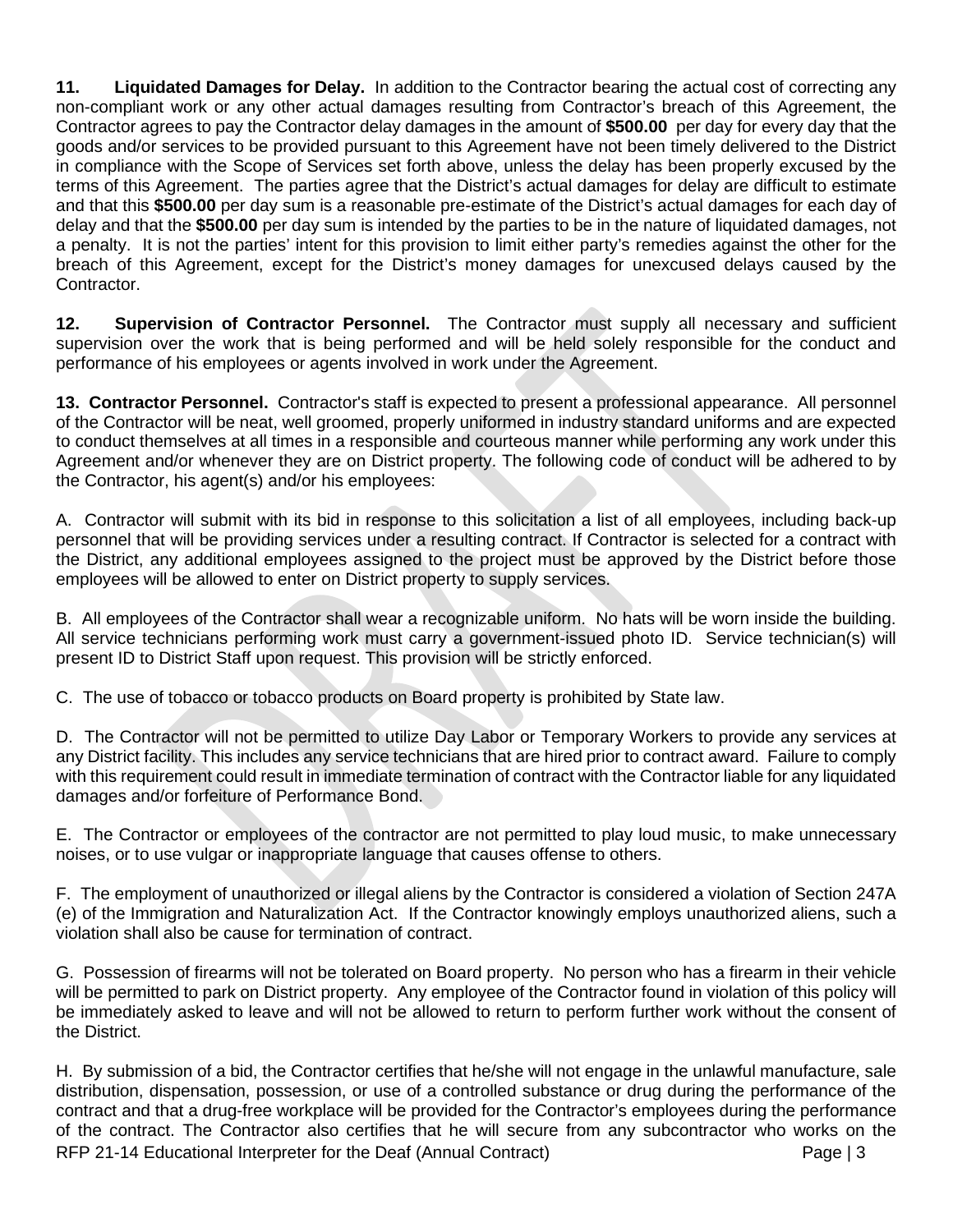**11. Liquidated Damages for Delay.** In addition to the Contractor bearing the actual cost of correcting any non-compliant work or any other actual damages resulting from Contractor's breach of this Agreement, the Contractor agrees to pay the Contractor delay damages in the amount of **$500.00** per day for every day that the goods and/or services to be provided pursuant to this Agreement have not been timely delivered to the District in compliance with the Scope of Services set forth above, unless the delay has been properly excused by the terms of this Agreement. The parties agree that the District's actual damages for delay are difficult to estimate and that this **$500.00** per day sum is a reasonable pre-estimate of the District's actual damages for each day of delay and that the **$500.00** per day sum is intended by the parties to be in the nature of liquidated damages, not a penalty. It is not the parties' intent for this provision to limit either party's remedies against the other for the breach of this Agreement, except for the District's money damages for unexcused delays caused by the Contractor.

**12. Supervision of Contractor Personnel.** The Contractor must supply all necessary and sufficient supervision over the work that is being performed and will be held solely responsible for the conduct and performance of his employees or agents involved in work under the Agreement.

**13. Contractor Personnel.** Contractor's staff is expected to present a professional appearance. All personnel of the Contractor will be neat, well groomed, properly uniformed in industry standard uniforms and are expected to conduct themselves at all times in a responsible and courteous manner while performing any work under this Agreement and/or whenever they are on District property. The following code of conduct will be adhered to by the Contractor, his agent(s) and/or his employees:

A. Contractor will submit with its bid in response to this solicitation a list of all employees, including back-up personnel that will be providing services under a resulting contract. If Contractor is selected for a contract with the District, any additional employees assigned to the project must be approved by the District before those employees will be allowed to enter on District property to supply services.

B. All employees of the Contractor shall wear a recognizable uniform. No hats will be worn inside the building. All service technicians performing work must carry a government-issued photo ID. Service technician(s) will present ID to District Staff upon request. This provision will be strictly enforced.

C. The use of tobacco or tobacco products on Board property is prohibited by State law.

D. The Contractor will not be permitted to utilize Day Labor or Temporary Workers to provide any services at any District facility. This includes any service technicians that are hired prior to contract award. Failure to comply with this requirement could result in immediate termination of contract with the Contractor liable for any liquidated damages and/or forfeiture of Performance Bond.

E. The Contractor or employees of the contractor are not permitted to play loud music, to make unnecessary noises, or to use vulgar or inappropriate language that causes offense to others.

F. The employment of unauthorized or illegal aliens by the Contractor is considered a violation of Section 247A (e) of the Immigration and Naturalization Act. If the Contractor knowingly employs unauthorized aliens, such a violation shall also be cause for termination of contract.

G. Possession of firearms will not be tolerated on Board property. No person who has a firearm in their vehicle will be permitted to park on District property. Any employee of the Contractor found in violation of this policy will be immediately asked to leave and will not be allowed to return to perform further work without the consent of the District.

H. By submission of a bid, the Contractor certifies that he/she will not engage in the unlawful manufacture, sale distribution, dispensation, possession, or use of a controlled substance or drug during the performance of the contract and that a drug-free workplace will be provided for the Contractor's employees during the performance of the contract. The Contractor also certifies that he will secure from any subcontractor who works on the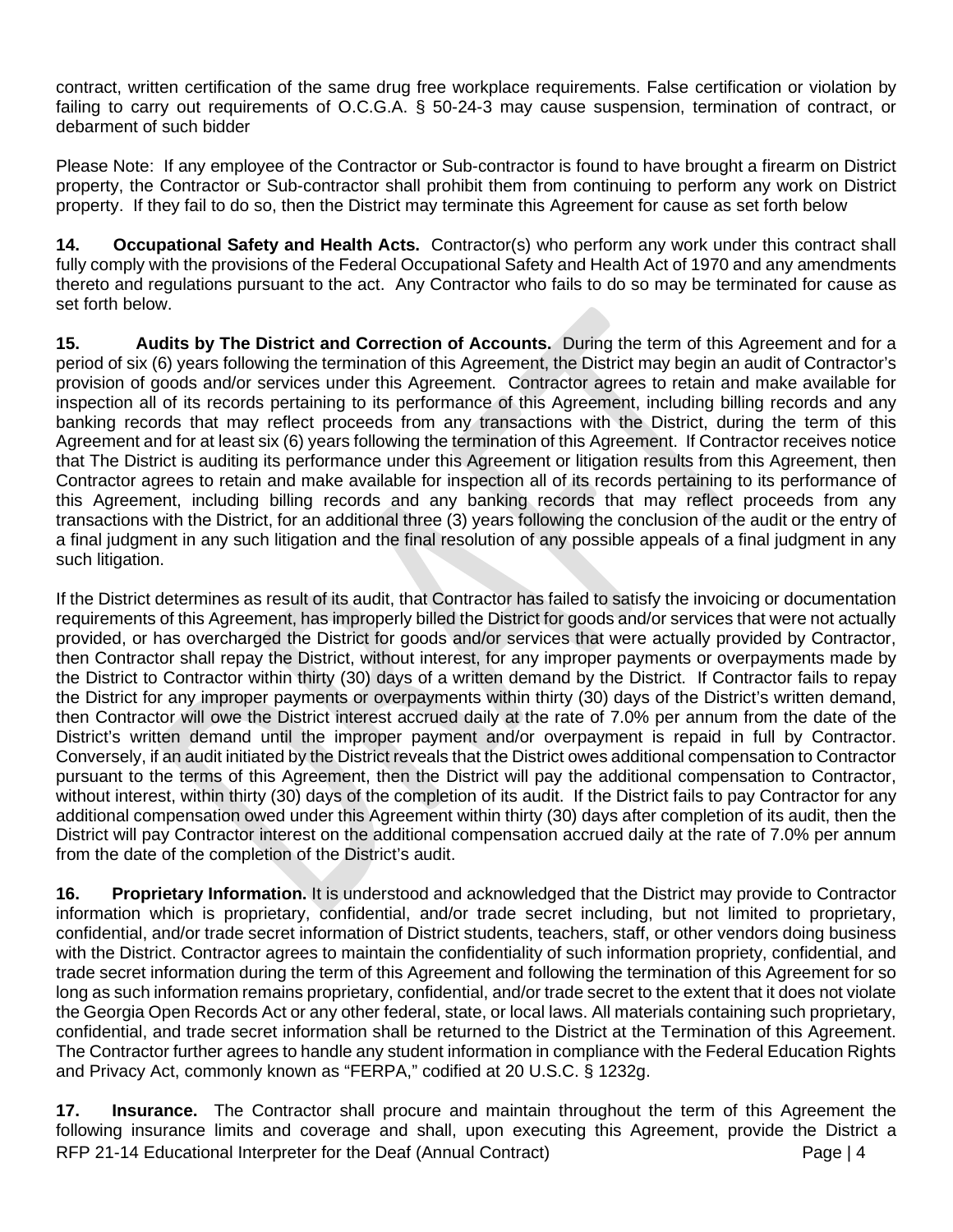contract, written certification of the same drug free workplace requirements. False certification or violation by failing to carry out requirements of O.C.G.A. § 50-24-3 may cause suspension, termination of contract, or debarment of such bidder

Please Note: If any employee of the Contractor or Sub-contractor is found to have brought a firearm on District property, the Contractor or Sub-contractor shall prohibit them from continuing to perform any work on District property. If they fail to do so, then the District may terminate this Agreement for cause as set forth below

**14. Occupational Safety and Health Acts.** Contractor(s) who perform any work under this contract shall fully comply with the provisions of the Federal Occupational Safety and Health Act of 1970 and any amendments thereto and regulations pursuant to the act. Any Contractor who fails to do so may be terminated for cause as set forth below.

**15. Audits by The District and Correction of Accounts.** During the term of this Agreement and for a period of six (6) years following the termination of this Agreement, the District may begin an audit of Contractor's provision of goods and/or services under this Agreement. Contractor agrees to retain and make available for inspection all of its records pertaining to its performance of this Agreement, including billing records and any banking records that may reflect proceeds from any transactions with the District, during the term of this Agreement and for at least six (6) years following the termination of this Agreement. If Contractor receives notice that The District is auditing its performance under this Agreement or litigation results from this Agreement, then Contractor agrees to retain and make available for inspection all of its records pertaining to its performance of this Agreement, including billing records and any banking records that may reflect proceeds from any transactions with the District, for an additional three (3) years following the conclusion of the audit or the entry of a final judgment in any such litigation and the final resolution of any possible appeals of a final judgment in any such litigation.

If the District determines as result of its audit, that Contractor has failed to satisfy the invoicing or documentation requirements of this Agreement, has improperly billed the District for goods and/or services that were not actually provided, or has overcharged the District for goods and/or services that were actually provided by Contractor, then Contractor shall repay the District, without interest, for any improper payments or overpayments made by the District to Contractor within thirty (30) days of a written demand by the District. If Contractor fails to repay the District for any improper payments or overpayments within thirty (30) days of the District's written demand, then Contractor will owe the District interest accrued daily at the rate of 7.0% per annum from the date of the District's written demand until the improper payment and/or overpayment is repaid in full by Contractor. Conversely, if an audit initiated by the District reveals that the District owes additional compensation to Contractor pursuant to the terms of this Agreement, then the District will pay the additional compensation to Contractor, without interest, within thirty (30) days of the completion of its audit. If the District fails to pay Contractor for any additional compensation owed under this Agreement within thirty (30) days after completion of its audit, then the District will pay Contractor interest on the additional compensation accrued daily at the rate of 7.0% per annum from the date of the completion of the District's audit.

**16. Proprietary Information.** It is understood and acknowledged that the District may provide to Contractor information which is proprietary, confidential, and/or trade secret including, but not limited to proprietary, confidential, and/or trade secret information of District students, teachers, staff, or other vendors doing business with the District. Contractor agrees to maintain the confidentiality of such information propriety, confidential, and trade secret information during the term of this Agreement and following the termination of this Agreement for so long as such information remains proprietary, confidential, and/or trade secret to the extent that it does not violate the Georgia Open Records Act or any other federal, state, or local laws. All materials containing such proprietary, confidential, and trade secret information shall be returned to the District at the Termination of this Agreement. The Contractor further agrees to handle any student information in compliance with the Federal Education Rights and Privacy Act, commonly known as "FERPA," codified at 20 U.S.C. § 1232g.

**17. Insurance.** The Contractor shall procure and maintain throughout the term of this Agreement the following insurance limits and coverage and shall, upon executing this Agreement, provide the District a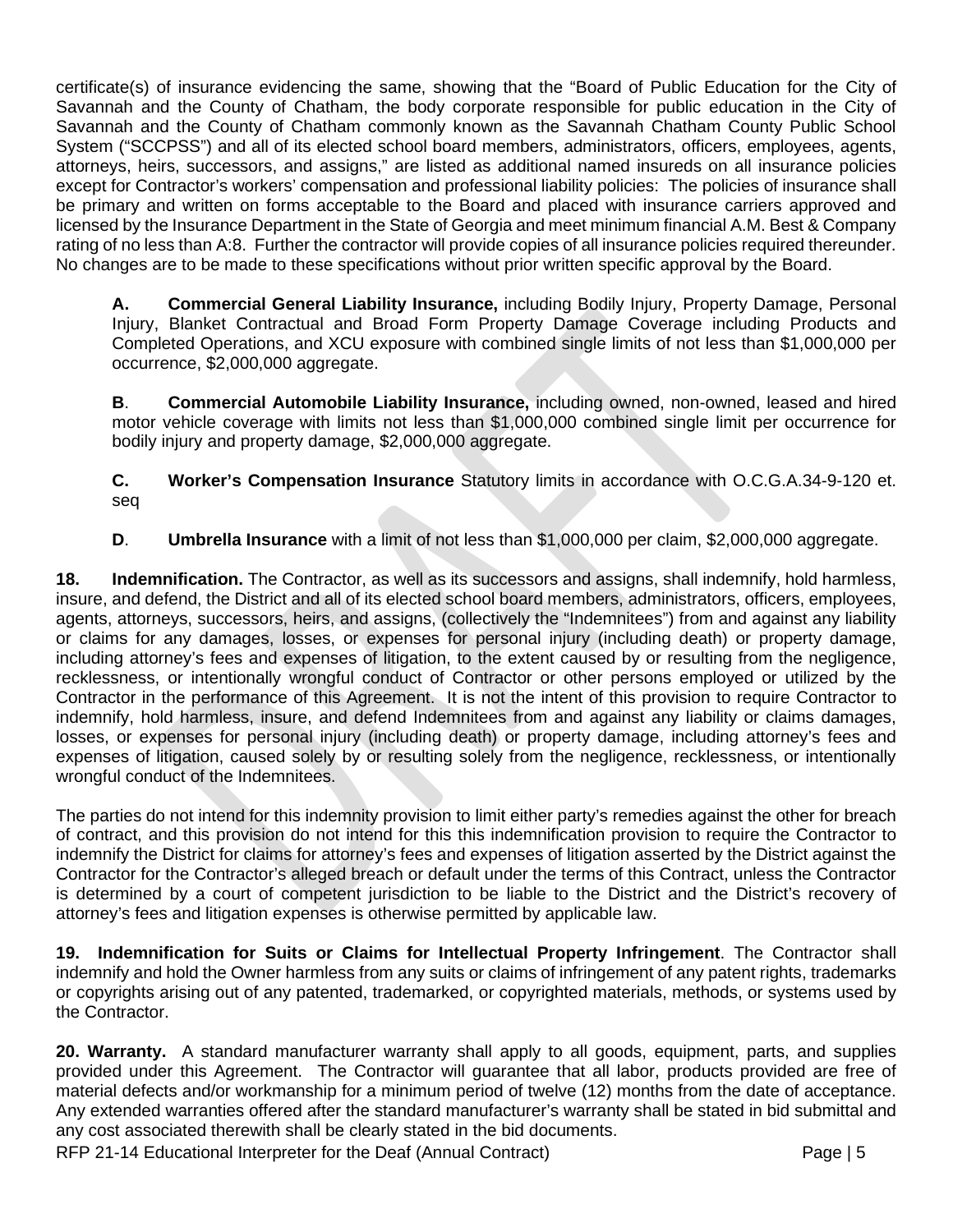certificate(s) of insurance evidencing the same, showing that the "Board of Public Education for the City of Savannah and the County of Chatham, the body corporate responsible for public education in the City of Savannah and the County of Chatham commonly known as the Savannah Chatham County Public School System ("SCCPSS") and all of its elected school board members, administrators, officers, employees, agents, attorneys, heirs, successors, and assigns," are listed as additional named insureds on all insurance policies except for Contractor's workers' compensation and professional liability policies: The policies of insurance shall be primary and written on forms acceptable to the Board and placed with insurance carriers approved and licensed by the Insurance Department in the State of Georgia and meet minimum financial A.M. Best & Company rating of no less than A:8. Further the contractor will provide copies of all insurance policies required thereunder. No changes are to be made to these specifications without prior written specific approval by the Board.

**A.** **Commercial General Liability Insurance,** including Bodily Injury, Property Damage, Personal Injury, Blanket Contractual and Broad Form Property Damage Coverage including Products and Completed Operations, and XCU exposure with combined single limits of not less than $1,000,000 per occurrence, $2,000,000 aggregate.

**B**. **Commercial Automobile Liability Insurance,** including owned, non-owned, leased and hired motor vehicle coverage with limits not less than $1,000,000 combined single limit per occurrence for bodily injury and property damage, $2,000,000 aggregate.

**C.** **Worker's Compensation Insurance** Statutory limits in accordance with O.C.G.A.34-9-120 et. seq

**D**. **Umbrella Insurance** with a limit of not less than $1,000,000 per claim, $2,000,000 aggregate.

**18. Indemnification.** The Contractor, as well as its successors and assigns, shall indemnify, hold harmless, insure, and defend, the District and all of its elected school board members, administrators, officers, employees, agents, attorneys, successors, heirs, and assigns, (collectively the "Indemnitees") from and against any liability or claims for any damages, losses, or expenses for personal injury (including death) or property damage, including attorney's fees and expenses of litigation, to the extent caused by or resulting from the negligence, recklessness, or intentionally wrongful conduct of Contractor or other persons employed or utilized by the Contractor in the performance of this Agreement. It is not the intent of this provision to require Contractor to indemnify, hold harmless, insure, and defend Indemnitees from and against any liability or claims damages, losses, or expenses for personal injury (including death) or property damage, including attorney's fees and expenses of litigation, caused solely by or resulting solely from the negligence, recklessness, or intentionally wrongful conduct of the Indemnitees.

The parties do not intend for this indemnity provision to limit either party's remedies against the other for breach of contract, and this provision do not intend for this this indemnification provision to require the Contractor to indemnify the District for claims for attorney's fees and expenses of litigation asserted by the District against the Contractor for the Contractor's alleged breach or default under the terms of this Contract, unless the Contractor is determined by a court of competent jurisdiction to be liable to the District and the District's recovery of attorney's fees and litigation expenses is otherwise permitted by applicable law.

**19. Indemnification for Suits or Claims for Intellectual Property Infringement**. The Contractor shall indemnify and hold the Owner harmless from any suits or claims of infringement of any patent rights, trademarks or copyrights arising out of any patented, trademarked, or copyrighted materials, methods, or systems used by the Contractor.

**20. Warranty.** A standard manufacturer warranty shall apply to all goods, equipment, parts, and supplies provided under this Agreement. The Contractor will guarantee that all labor, products provided are free of material defects and/or workmanship for a minimum period of twelve (12) months from the date of acceptance. Any extended warranties offered after the standard manufacturer's warranty shall be stated in bid submittal and any cost associated therewith shall be clearly stated in the bid documents.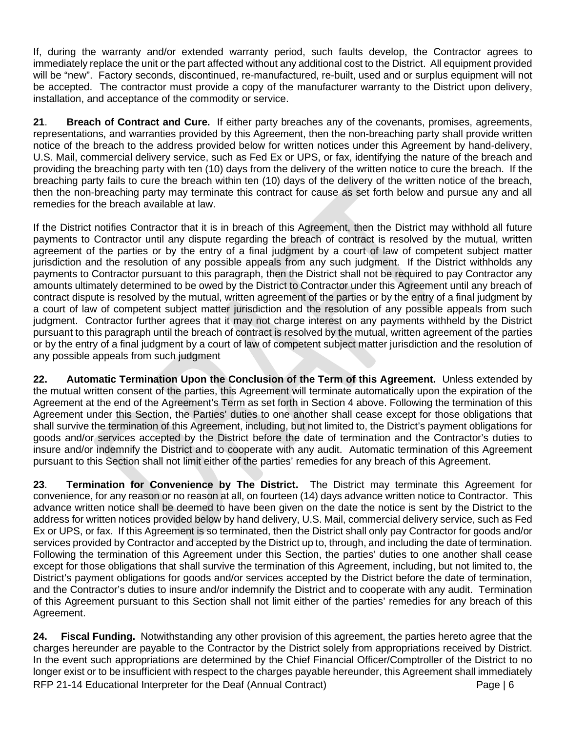If, during the warranty and/or extended warranty period, such faults develop, the Contractor agrees to immediately replace the unit or the part affected without any additional cost to the District. All equipment provided will be "new". Factory seconds, discontinued, re-manufactured, re-built, used and or surplus equipment will not be accepted. The contractor must provide a copy of the manufacturer warranty to the District upon delivery, installation, and acceptance of the commodity or service.

**21**. **Breach of Contract and Cure.** If either party breaches any of the covenants, promises, agreements, representations, and warranties provided by this Agreement, then the non-breaching party shall provide written notice of the breach to the address provided below for written notices under this Agreement by hand-delivery, U.S. Mail, commercial delivery service, such as Fed Ex or UPS, or fax, identifying the nature of the breach and providing the breaching party with ten (10) days from the delivery of the written notice to cure the breach. If the breaching party fails to cure the breach within ten (10) days of the delivery of the written notice of the breach, then the non-breaching party may terminate this contract for cause as set forth below and pursue any and all remedies for the breach available at law.

If the District notifies Contractor that it is in breach of this Agreement, then the District may withhold all future payments to Contractor until any dispute regarding the breach of contract is resolved by the mutual, written agreement of the parties or by the entry of a final judgment by a court of law of competent subject matter jurisdiction and the resolution of any possible appeals from any such judgment. If the District withholds any payments to Contractor pursuant to this paragraph, then the District shall not be required to pay Contractor any amounts ultimately determined to be owed by the District to Contractor under this Agreement until any breach of contract dispute is resolved by the mutual, written agreement of the parties or by the entry of a final judgment by a court of law of competent subject matter jurisdiction and the resolution of any possible appeals from such judgment. Contractor further agrees that it may not charge interest on any payments withheld by the District pursuant to this paragraph until the breach of contract is resolved by the mutual, written agreement of the parties or by the entry of a final judgment by a court of law of competent subject matter jurisdiction and the resolution of any possible appeals from such judgment

**22. Automatic Termination Upon the Conclusion of the Term of this Agreement.** Unless extended by the mutual written consent of the parties, this Agreement will terminate automatically upon the expiration of the Agreement at the end of the Agreement's Term as set forth in Section 4 above. Following the termination of this Agreement under this Section, the Parties' duties to one another shall cease except for those obligations that shall survive the termination of this Agreement, including, but not limited to, the District's payment obligations for goods and/or services accepted by the District before the date of termination and the Contractor's duties to insure and/or indemnify the District and to cooperate with any audit. Automatic termination of this Agreement pursuant to this Section shall not limit either of the parties' remedies for any breach of this Agreement.

**23**. **Termination for Convenience by The District.** The District may terminate this Agreement for convenience, for any reason or no reason at all, on fourteen (14) days advance written notice to Contractor. This advance written notice shall be deemed to have been given on the date the notice is sent by the District to the address for written notices provided below by hand delivery, U.S. Mail, commercial delivery service, such as Fed Ex or UPS, or fax. If this Agreement is so terminated, then the District shall only pay Contractor for goods and/or services provided by Contractor and accepted by the District up to, through, and including the date of termination. Following the termination of this Agreement under this Section, the parties' duties to one another shall cease except for those obligations that shall survive the termination of this Agreement, including, but not limited to, the District's payment obligations for goods and/or services accepted by the District before the date of termination, and the Contractor's duties to insure and/or indemnify the District and to cooperate with any audit. Termination of this Agreement pursuant to this Section shall not limit either of the parties' remedies for any breach of this Agreement.

**24. Fiscal Funding.** Notwithstanding any other provision of this agreement, the parties hereto agree that the charges hereunder are payable to the Contractor by the District solely from appropriations received by District. In the event such appropriations are determined by the Chief Financial Officer/Comptroller of the District to no longer exist or to be insufficient with respect to the charges payable hereunder, this Agreement shall immediately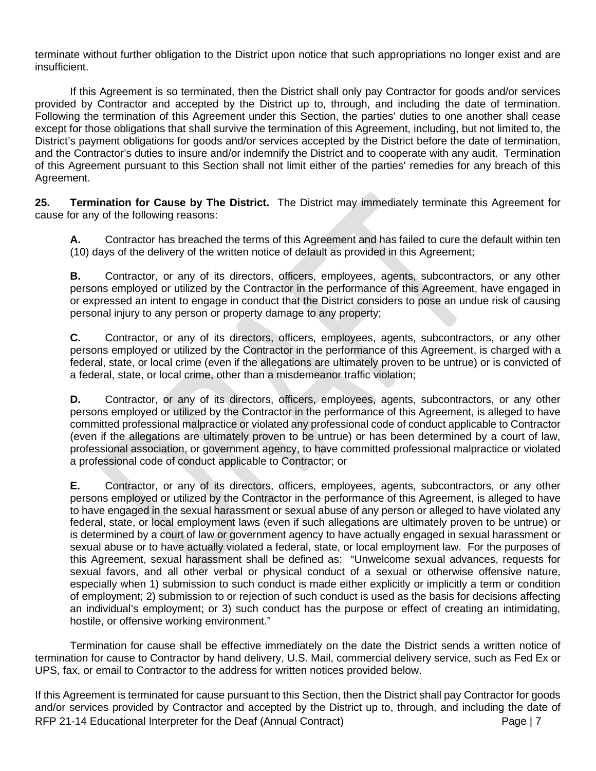terminate without further obligation to the District upon notice that such appropriations no longer exist and are insufficient.

If this Agreement is so terminated, then the District shall only pay Contractor for goods and/or services provided by Contractor and accepted by the District up to, through, and including the date of termination. Following the termination of this Agreement under this Section, the parties' duties to one another shall cease except for those obligations that shall survive the termination of this Agreement, including, but not limited to, the District's payment obligations for goods and/or services accepted by the District before the date of termination, and the Contractor's duties to insure and/or indemnify the District and to cooperate with any audit. Termination of this Agreement pursuant to this Section shall not limit either of the parties' remedies for any breach of this Agreement.

**25. Termination for Cause by The District.** The District may immediately terminate this Agreement for cause for any of the following reasons:

**A.** Contractor has breached the terms of this Agreement and has failed to cure the default within ten (10) days of the delivery of the written notice of default as provided in this Agreement;

**B.** Contractor, or any of its directors, officers, employees, agents, subcontractors, or any other persons employed or utilized by the Contractor in the performance of this Agreement, have engaged in or expressed an intent to engage in conduct that the District considers to pose an undue risk of causing personal injury to any person or property damage to any property;

**C.** Contractor, or any of its directors, officers, employees, agents, subcontractors, or any other persons employed or utilized by the Contractor in the performance of this Agreement, is charged with a federal, state, or local crime (even if the allegations are ultimately proven to be untrue) or is convicted of a federal, state, or local crime, other than a misdemeanor traffic violation;

**D.** Contractor, or any of its directors, officers, employees, agents, subcontractors, or any other persons employed or utilized by the Contractor in the performance of this Agreement, is alleged to have committed professional malpractice or violated any professional code of conduct applicable to Contractor (even if the allegations are ultimately proven to be untrue) or has been determined by a court of law, professional association, or government agency, to have committed professional malpractice or violated a professional code of conduct applicable to Contractor; or

**E.** Contractor, or any of its directors, officers, employees, agents, subcontractors, or any other persons employed or utilized by the Contractor in the performance of this Agreement, is alleged to have to have engaged in the sexual harassment or sexual abuse of any person or alleged to have violated any federal, state, or local employment laws (even if such allegations are ultimately proven to be untrue) or is determined by a court of law or government agency to have actually engaged in sexual harassment or sexual abuse or to have actually violated a federal, state, or local employment law. For the purposes of this Agreement, sexual harassment shall be defined as: "Unwelcome sexual advances, requests for sexual favors, and all other verbal or physical conduct of a sexual or otherwise offensive nature, especially when 1) submission to such conduct is made either explicitly or implicitly a term or condition of employment; 2) submission to or rejection of such conduct is used as the basis for decisions affecting an individual's employment; or 3) such conduct has the purpose or effect of creating an intimidating, hostile, or offensive working environment."

Termination for cause shall be effective immediately on the date the District sends a written notice of termination for cause to Contractor by hand delivery, U.S. Mail, commercial delivery service, such as Fed Ex or UPS, fax, or email to Contractor to the address for written notices provided below.

If this Agreement is terminated for cause pursuant to this Section, then the District shall pay Contractor for goods and/or services provided by Contractor and accepted by the District up to, through, and including the date of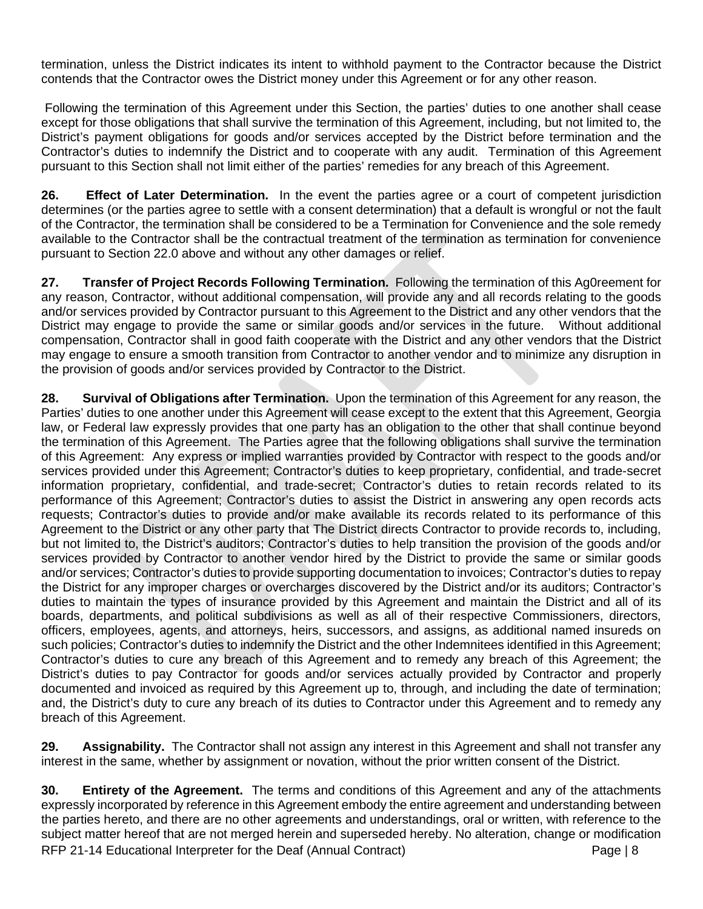termination, unless the District indicates its intent to withhold payment to the Contractor because the District contends that the Contractor owes the District money under this Agreement or for any other reason.

Following the termination of this Agreement under this Section, the parties' duties to one another shall cease except for those obligations that shall survive the termination of this Agreement, including, but not limited to, the District's payment obligations for goods and/or services accepted by the District before termination and the Contractor's duties to indemnify the District and to cooperate with any audit. Termination of this Agreement pursuant to this Section shall not limit either of the parties' remedies for any breach of this Agreement.

**26. Effect of Later Determination.** In the event the parties agree or a court of competent jurisdiction determines (or the parties agree to settle with a consent determination) that a default is wrongful or not the fault of the Contractor, the termination shall be considered to be a Termination for Convenience and the sole remedy available to the Contractor shall be the contractual treatment of the termination as termination for convenience pursuant to Section 22.0 above and without any other damages or relief.

**27. Transfer of Project Records Following Termination.** Following the termination of this Ag0reement for any reason, Contractor, without additional compensation, will provide any and all records relating to the goods and/or services provided by Contractor pursuant to this Agreement to the District and any other vendors that the District may engage to provide the same or similar goods and/or services in the future. Without additional compensation, Contractor shall in good faith cooperate with the District and any other vendors that the District may engage to ensure a smooth transition from Contractor to another vendor and to minimize any disruption in the provision of goods and/or services provided by Contractor to the District.

**28. Survival of Obligations after Termination.** Upon the termination of this Agreement for any reason, the Parties' duties to one another under this Agreement will cease except to the extent that this Agreement, Georgia law, or Federal law expressly provides that one party has an obligation to the other that shall continue beyond the termination of this Agreement. The Parties agree that the following obligations shall survive the termination of this Agreement: Any express or implied warranties provided by Contractor with respect to the goods and/or services provided under this Agreement; Contractor's duties to keep proprietary, confidential, and trade-secret information proprietary, confidential, and trade-secret; Contractor's duties to retain records related to its performance of this Agreement; Contractor's duties to assist the District in answering any open records acts requests; Contractor's duties to provide and/or make available its records related to its performance of this Agreement to the District or any other party that The District directs Contractor to provide records to, including, but not limited to, the District's auditors; Contractor's duties to help transition the provision of the goods and/or services provided by Contractor to another vendor hired by the District to provide the same or similar goods and/or services; Contractor's duties to provide supporting documentation to invoices; Contractor's duties to repay the District for any improper charges or overcharges discovered by the District and/or its auditors; Contractor's duties to maintain the types of insurance provided by this Agreement and maintain the District and all of its boards, departments, and political subdivisions as well as all of their respective Commissioners, directors, officers, employees, agents, and attorneys, heirs, successors, and assigns, as additional named insureds on such policies; Contractor's duties to indemnify the District and the other Indemnitees identified in this Agreement; Contractor's duties to cure any breach of this Agreement and to remedy any breach of this Agreement; the District's duties to pay Contractor for goods and/or services actually provided by Contractor and properly documented and invoiced as required by this Agreement up to, through, and including the date of termination; and, the District's duty to cure any breach of its duties to Contractor under this Agreement and to remedy any breach of this Agreement.

**29. Assignability.** The Contractor shall not assign any interest in this Agreement and shall not transfer any interest in the same, whether by assignment or novation, without the prior written consent of the District.

**30. Entirety of the Agreement.** The terms and conditions of this Agreement and any of the attachments expressly incorporated by reference in this Agreement embody the entire agreement and understanding between the parties hereto, and there are no other agreements and understandings, oral or written, with reference to the subject matter hereof that are not merged herein and superseded hereby. No alteration, change or modification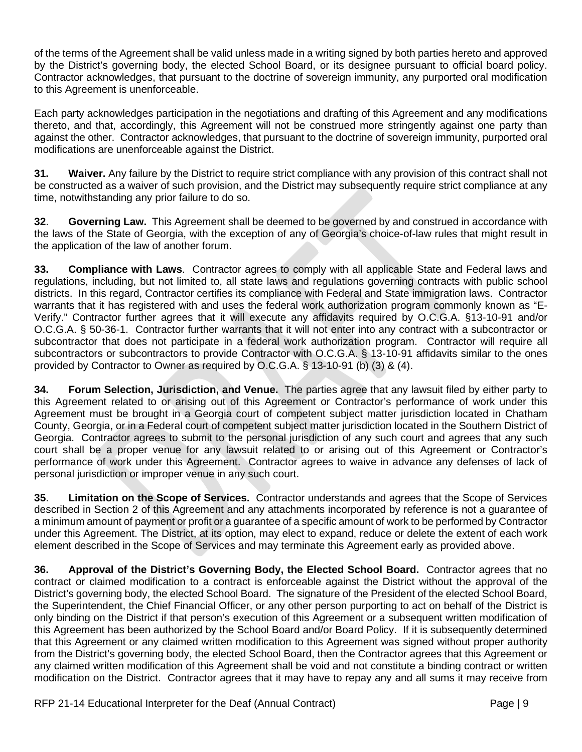of the terms of the Agreement shall be valid unless made in a writing signed by both parties hereto and approved by the District's governing body, the elected School Board, or its designee pursuant to official board policy. Contractor acknowledges, that pursuant to the doctrine of sovereign immunity, any purported oral modification to this Agreement is unenforceable.

Each party acknowledges participation in the negotiations and drafting of this Agreement and any modifications thereto, and that, accordingly, this Agreement will not be construed more stringently against one party than against the other. Contractor acknowledges, that pursuant to the doctrine of sovereign immunity, purported oral modifications are unenforceable against the District.

**31. Waiver.** Any failure by the District to require strict compliance with any provision of this contract shall not be constructed as a waiver of such provision, and the District may subsequently require strict compliance at any time, notwithstanding any prior failure to do so.

**32. Governing Law.** This Agreement shall be deemed to be governed by and construed in accordance with the laws of the State of Georgia, with the exception of any of Georgia's choice-of-law rules that might result in the application of the law of another forum.

**33. Compliance with Laws**. Contractor agrees to comply with all applicable State and Federal laws and regulations, including, but not limited to, all state laws and regulations governing contracts with public school districts. In this regard, Contractor certifies its compliance with Federal and State immigration laws. Contractor warrants that it has registered with and uses the federal work authorization program commonly known as "E-Verify." Contractor further agrees that it will execute any affidavits required by O.C.G.A. §13-10-91 and/or O.C.G.A. § 50-36-1. Contractor further warrants that it will not enter into any contract with a subcontractor or subcontractor that does not participate in a federal work authorization program. Contractor will require all subcontractors or subcontractors to provide Contractor with O.C.G.A. § 13-10-91 affidavits similar to the ones provided by Contractor to Owner as required by O.C.G.A. § 13-10-91 (b) (3) & (4).

**34. Forum Selection, Jurisdiction, and Venue.** The parties agree that any lawsuit filed by either party to this Agreement related to or arising out of this Agreement or Contractor's performance of work under this Agreement must be brought in a Georgia court of competent subject matter jurisdiction located in Chatham County, Georgia, or in a Federal court of competent subject matter jurisdiction located in the Southern District of Georgia. Contractor agrees to submit to the personal jurisdiction of any such court and agrees that any such court shall be a proper venue for any lawsuit related to or arising out of this Agreement or Contractor's performance of work under this Agreement. Contractor agrees to waive in advance any defenses of lack of personal jurisdiction or improper venue in any such court.

**35. Limitation on the Scope of Services.** Contractor understands and agrees that the Scope of Services described in Section 2 of this Agreement and any attachments incorporated by reference is not a guarantee of a minimum amount of payment or profit or a guarantee of a specific amount of work to be performed by Contractor under this Agreement. The District, at its option, may elect to expand, reduce or delete the extent of each work element described in the Scope of Services and may terminate this Agreement early as provided above.

**36. Approval of the District's Governing Body, the Elected School Board.** Contractor agrees that no contract or claimed modification to a contract is enforceable against the District without the approval of the District's governing body, the elected School Board. The signature of the President of the elected School Board, the Superintendent, the Chief Financial Officer, or any other person purporting to act on behalf of the District is only binding on the District if that person's execution of this Agreement or a subsequent written modification of this Agreement has been authorized by the School Board and/or Board Policy. If it is subsequently determined that this Agreement or any claimed written modification to this Agreement was signed without proper authority from the District's governing body, the elected School Board, then the Contractor agrees that this Agreement or any claimed written modification of this Agreement shall be void and not constitute a binding contract or written modification on the District. Contractor agrees that it may have to repay any and all sums it may receive from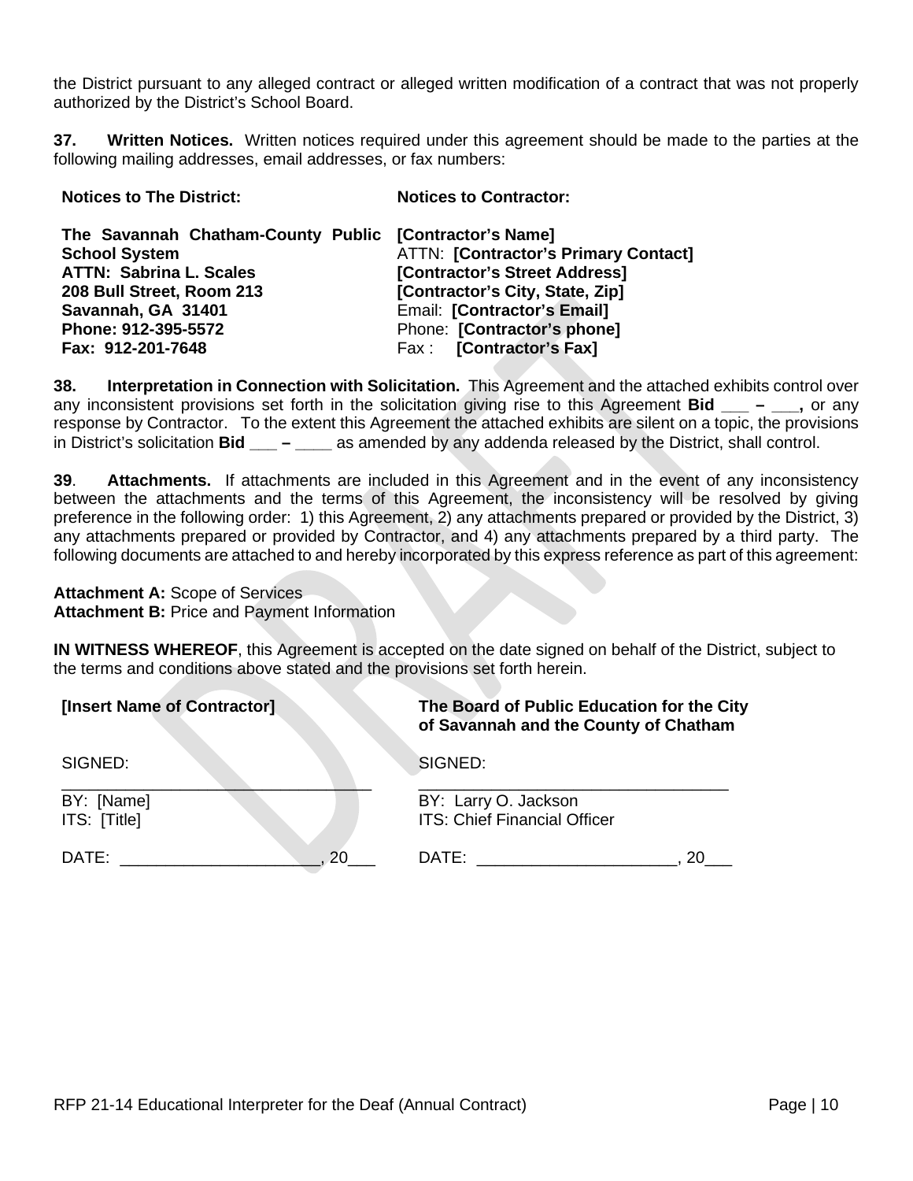the District pursuant to any alleged contract or alleged written modification of a contract that was not properly authorized by the District's School Board.

**37. Written Notices.** Written notices required under this agreement should be made to the parties at the following mailing addresses, email addresses, or fax numbers:

| **Notices to The District:** | **Notices to Contractor:** |
|---|---|
| **The Savannah Chatham-County Public School System** | **[Contractor's Name]** |
| **ATTN: Sabrina L. Scales** | ATTN: **[Contractor's Primary Contact]** |
| **208 Bull Street, Room 213** | **[Contractor's Street Address]** |
| **Savannah, GA 31401** | **[Contractor's City, State, Zip]** |
| **Phone: 912-395-5572** | Email: **[Contractor's Email]** |
| **Fax: 912-201-7648** | Phone: **[Contractor's phone]** |
| | Fax : **[Contractor's Fax]** |

**38. Interpretation in Connection with Solicitation.** This Agreement and the attached exhibits control over any inconsistent provisions set forth in the solicitation giving rise to this Agreement **Bid ___ – ___,** or any response by Contractor. To the extent this Agreement the attached exhibits are silent on a topic, the provisions in District's solicitation **Bid ___ – ____** as amended by any addenda released by the District, shall control.

**39**. **Attachments.** If attachments are included in this Agreement and in the event of any inconsistency between the attachments and the terms of this Agreement, the inconsistency will be resolved by giving preference in the following order: 1) this Agreement, 2) any attachments prepared or provided by the District, 3) any attachments prepared or provided by Contractor, and 4) any attachments prepared by a third party. The following documents are attached to and hereby incorporated by this express reference as part of this agreement:

**Attachment A:** Scope of Services
**Attachment B:** Price and Payment Information

**IN WITNESS WHEREOF**, this Agreement is accepted on the date signed on behalf of the District, subject to the terms and conditions above stated and the provisions set forth herein.

| **[Insert Name of Contractor]** | **The Board of Public Education for the City of Savannah and the County of Chatham** |
|---|---|
| SIGNED: | SIGNED: |
| _________________________________ | _________________________________ |
| BY: [Name] | BY: Larry O. Jackson |
| ITS: [Title] | ITS: Chief Financial Officer |
| DATE: _____________________, 20___ | DATE: _____________________, 20___ |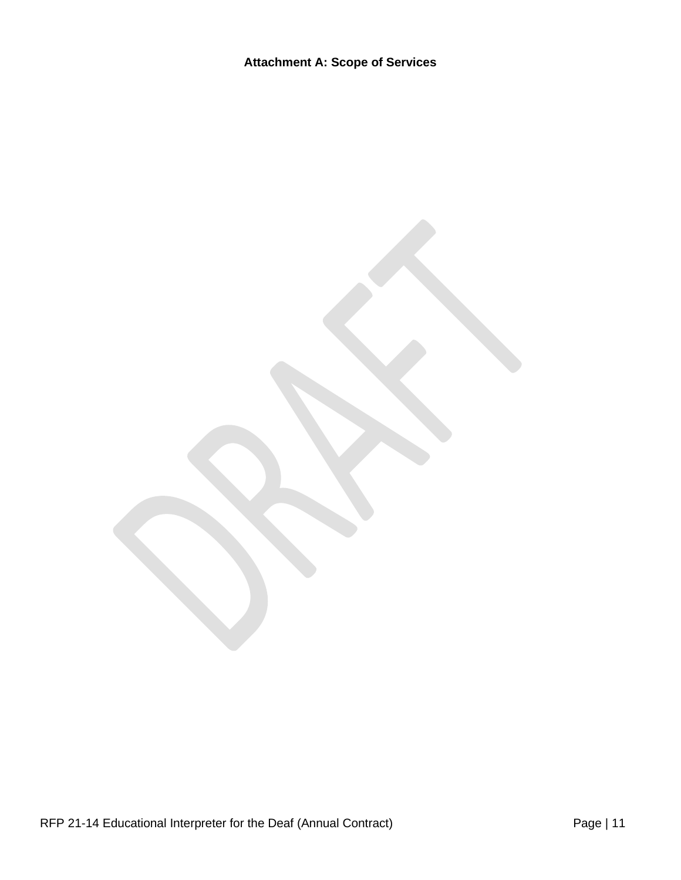# Attachment A: Scope of Services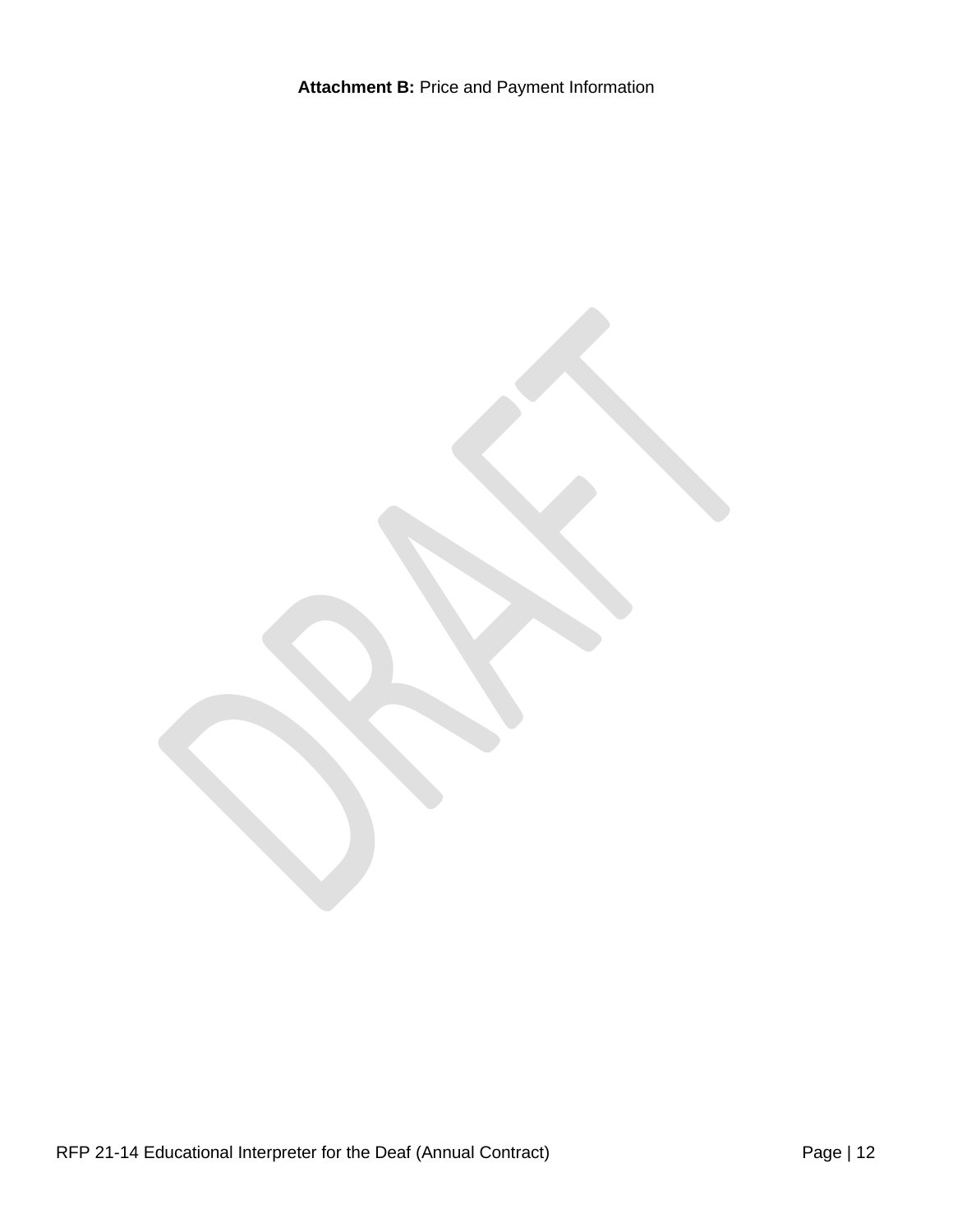**Attachment B:** Price and Payment Information

DRAFT